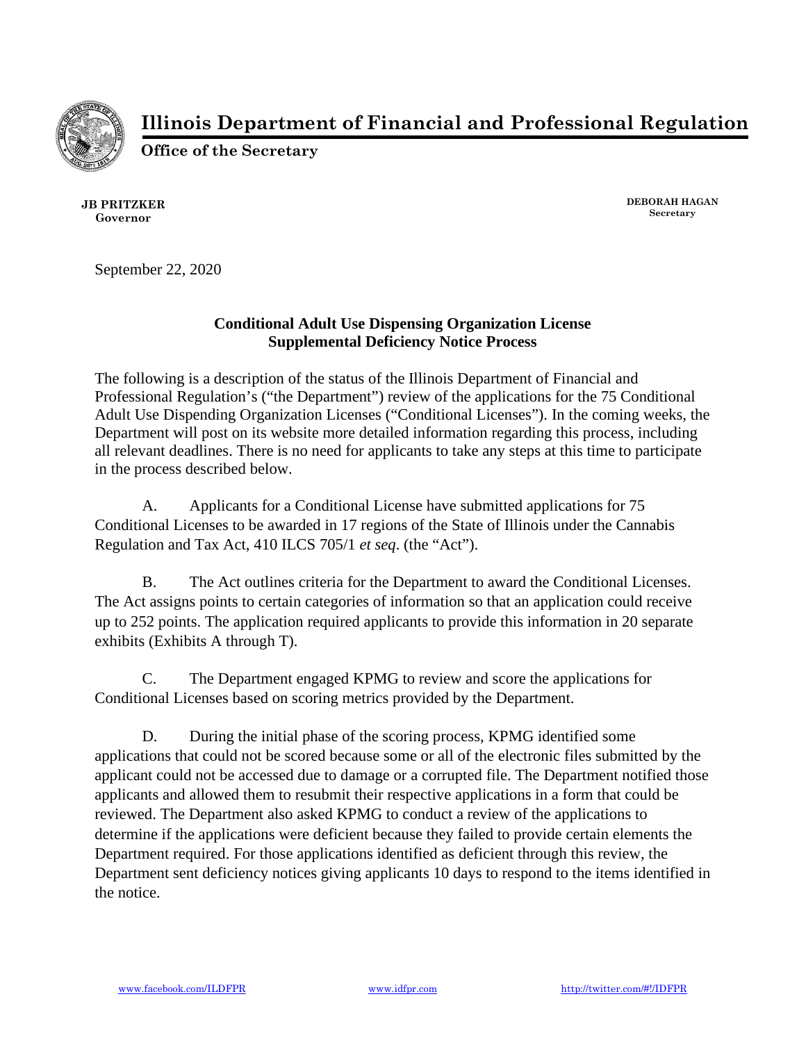# Illinois Department of Financial and Professional Regulation

**Office of the Secretary**

**JB PRITZKER**
**Governor**

**DEBORAH HAGAN**
**Secretary**

September 22, 2020

**Conditional Adult Use Dispensing Organization License**
**Supplemental Deficiency Notice Process**

The following is a description of the status of the Illinois Department of Financial and Professional Regulation's ("the Department") review of the applications for the 75 Conditional Adult Use Dispending Organization Licenses ("Conditional Licenses"). In the coming weeks, the Department will post on its website more detailed information regarding this process, including all relevant deadlines. There is no need for applicants to take any steps at this time to participate in the process described below.

A. Applicants for a Conditional License have submitted applications for 75 Conditional Licenses to be awarded in 17 regions of the State of Illinois under the Cannabis Regulation and Tax Act, 410 ILCS 705/1 *et seq*. (the "Act").

B. The Act outlines criteria for the Department to award the Conditional Licenses. The Act assigns points to certain categories of information so that an application could receive up to 252 points. The application required applicants to provide this information in 20 separate exhibits (Exhibits A through T).

C. The Department engaged KPMG to review and score the applications for Conditional Licenses based on scoring metrics provided by the Department.

D. During the initial phase of the scoring process, KPMG identified some applications that could not be scored because some or all of the electronic files submitted by the applicant could not be accessed due to damage or a corrupted file. The Department notified those applicants and allowed them to resubmit their respective applications in a form that could be reviewed. The Department also asked KPMG to conduct a review of the applications to determine if the applications were deficient because they failed to provide certain elements the Department required. For those applications identified as deficient through this review, the Department sent deficiency notices giving applicants 10 days to respond to the items identified in the notice.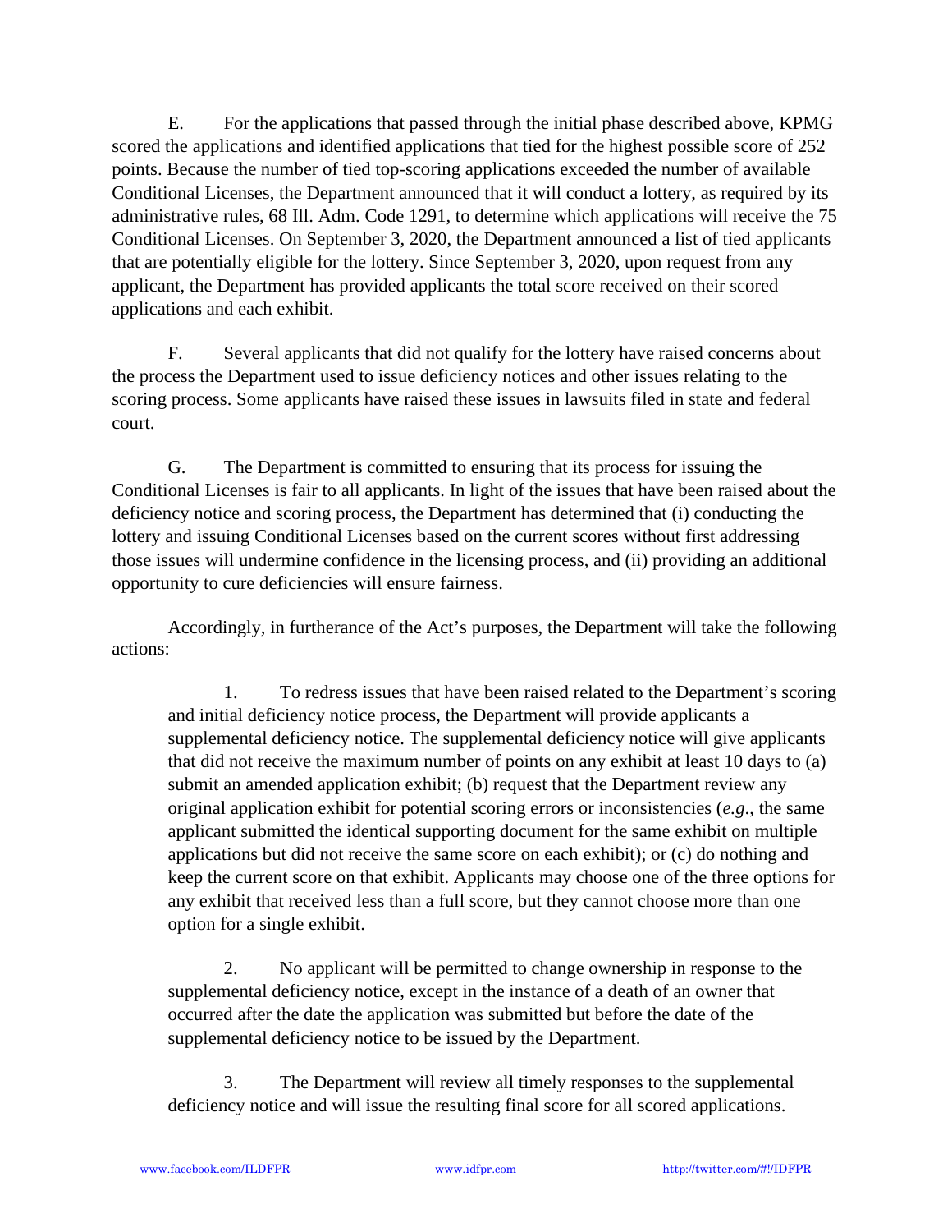E. For the applications that passed through the initial phase described above, KPMG scored the applications and identified applications that tied for the highest possible score of 252 points. Because the number of tied top-scoring applications exceeded the number of available Conditional Licenses, the Department announced that it will conduct a lottery, as required by its administrative rules, 68 Ill. Adm. Code 1291, to determine which applications will receive the 75 Conditional Licenses. On September 3, 2020, the Department announced a list of tied applicants that are potentially eligible for the lottery. Since September 3, 2020, upon request from any applicant, the Department has provided applicants the total score received on their scored applications and each exhibit.

F. Several applicants that did not qualify for the lottery have raised concerns about the process the Department used to issue deficiency notices and other issues relating to the scoring process. Some applicants have raised these issues in lawsuits filed in state and federal court.

G. The Department is committed to ensuring that its process for issuing the Conditional Licenses is fair to all applicants. In light of the issues that have been raised about the deficiency notice and scoring process, the Department has determined that (i) conducting the lottery and issuing Conditional Licenses based on the current scores without first addressing those issues will undermine confidence in the licensing process, and (ii) providing an additional opportunity to cure deficiencies will ensure fairness.

Accordingly, in furtherance of the Act's purposes, the Department will take the following actions:

1. To redress issues that have been raised related to the Department's scoring and initial deficiency notice process, the Department will provide applicants a supplemental deficiency notice. The supplemental deficiency notice will give applicants that did not receive the maximum number of points on any exhibit at least 10 days to (a) submit an amended application exhibit; (b) request that the Department review any original application exhibit for potential scoring errors or inconsistencies (*e.g.*, the same applicant submitted the identical supporting document for the same exhibit on multiple applications but did not receive the same score on each exhibit); or (c) do nothing and keep the current score on that exhibit. Applicants may choose one of the three options for any exhibit that received less than a full score, but they cannot choose more than one option for a single exhibit.

2. No applicant will be permitted to change ownership in response to the supplemental deficiency notice, except in the instance of a death of an owner that occurred after the date the application was submitted but before the date of the supplemental deficiency notice to be issued by the Department.

3. The Department will review all timely responses to the supplemental deficiency notice and will issue the resulting final score for all scored applications.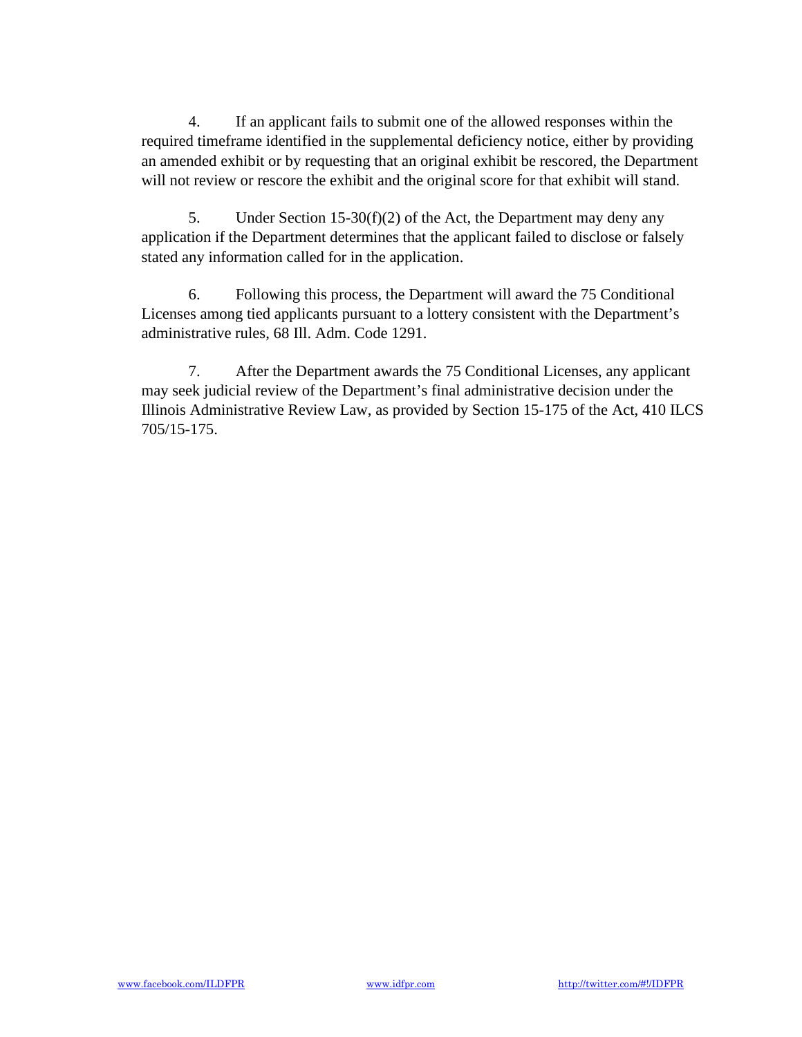4. If an applicant fails to submit one of the allowed responses within the required timeframe identified in the supplemental deficiency notice, either by providing an amended exhibit or by requesting that an original exhibit be rescored, the Department will not review or rescore the exhibit and the original score for that exhibit will stand.

5. Under Section 15-30(f)(2) of the Act, the Department may deny any application if the Department determines that the applicant failed to disclose or falsely stated any information called for in the application.

6. Following this process, the Department will award the 75 Conditional Licenses among tied applicants pursuant to a lottery consistent with the Department's administrative rules, 68 Ill. Adm. Code 1291.

7. After the Department awards the 75 Conditional Licenses, any applicant may seek judicial review of the Department's final administrative decision under the Illinois Administrative Review Law, as provided by Section 15-175 of the Act, 410 ILCS 705/15-175.